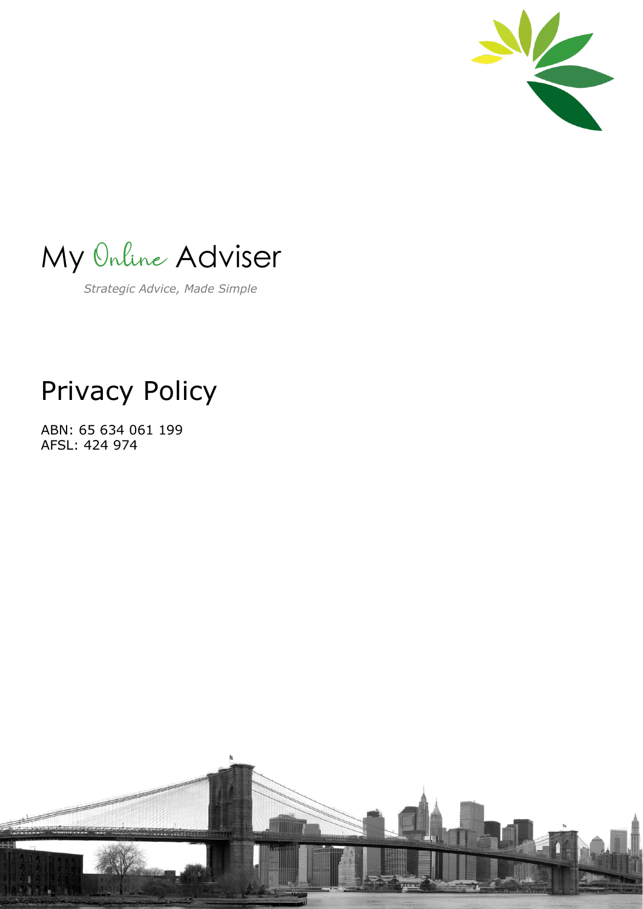My Online Adviser

*Strategic Advice, Made Simple*

# Privacy Policy

ABN: 65 634 061 199
AFSL: 424 974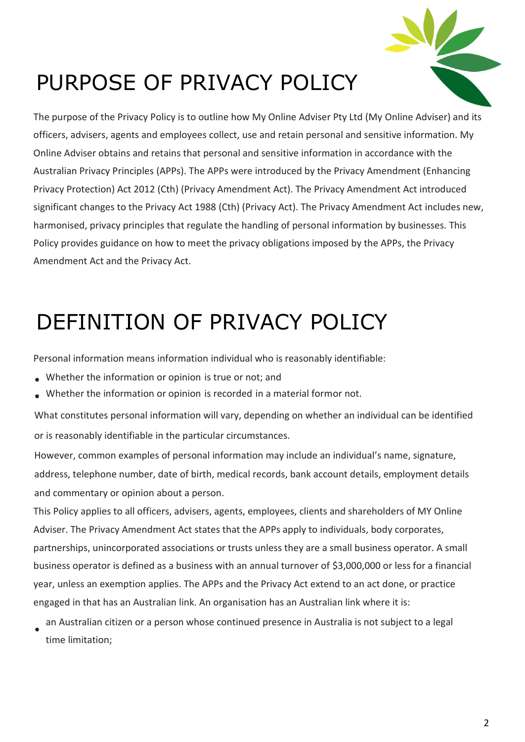# PURPOSE OF PRIVACY POLICY

The purpose of the Privacy Policy is to outline how My Online Adviser Pty Ltd (My Online Adviser) and its officers, advisers, agents and employees collect, use and retain personal and sensitive information. My Online Adviser obtains and retains that personal and sensitive information in accordance with the Australian Privacy Principles (APPs). The APPs were introduced by the Privacy Amendment (Enhancing Privacy Protection) Act 2012 (Cth) (Privacy Amendment Act). The Privacy Amendment Act introduced significant changes to the Privacy Act 1988 (Cth) (Privacy Act). The Privacy Amendment Act includes new, harmonised, privacy principles that regulate the handling of personal information by businesses. This Policy provides guidance on how to meet the privacy obligations imposed by the APPs, the Privacy Amendment Act and the Privacy Act.

# DEFINITION OF PRIVACY POLICY

Personal information means information individual who is reasonably identifiable:

- Whether the information or opinion is true or not; and
- Whether the information or opinion is recorded in a material formor not.

What constitutes personal information will vary, depending on whether an individual can be identified or is reasonably identifiable in the particular circumstances.

However, common examples of personal information may include an individual's name, signature, address, telephone number, date of birth, medical records, bank account details, employment details and commentary or opinion about a person.

This Policy applies to all officers, advisers, agents, employees, clients and shareholders of MY Online Adviser. The Privacy Amendment Act states that the APPs apply to individuals, body corporates, partnerships, unincorporated associations or trusts unless they are a small business operator. A small business operator is defined as a business with an annual turnover of $3,000,000 or less for a financial year, unless an exemption applies. The APPs and the Privacy Act extend to an act done, or practice engaged in that has an Australian link. An organisation has an Australian link where it is:

- an Australian citizen or a person whose continued presence in Australia is not subject to a legal time limitation;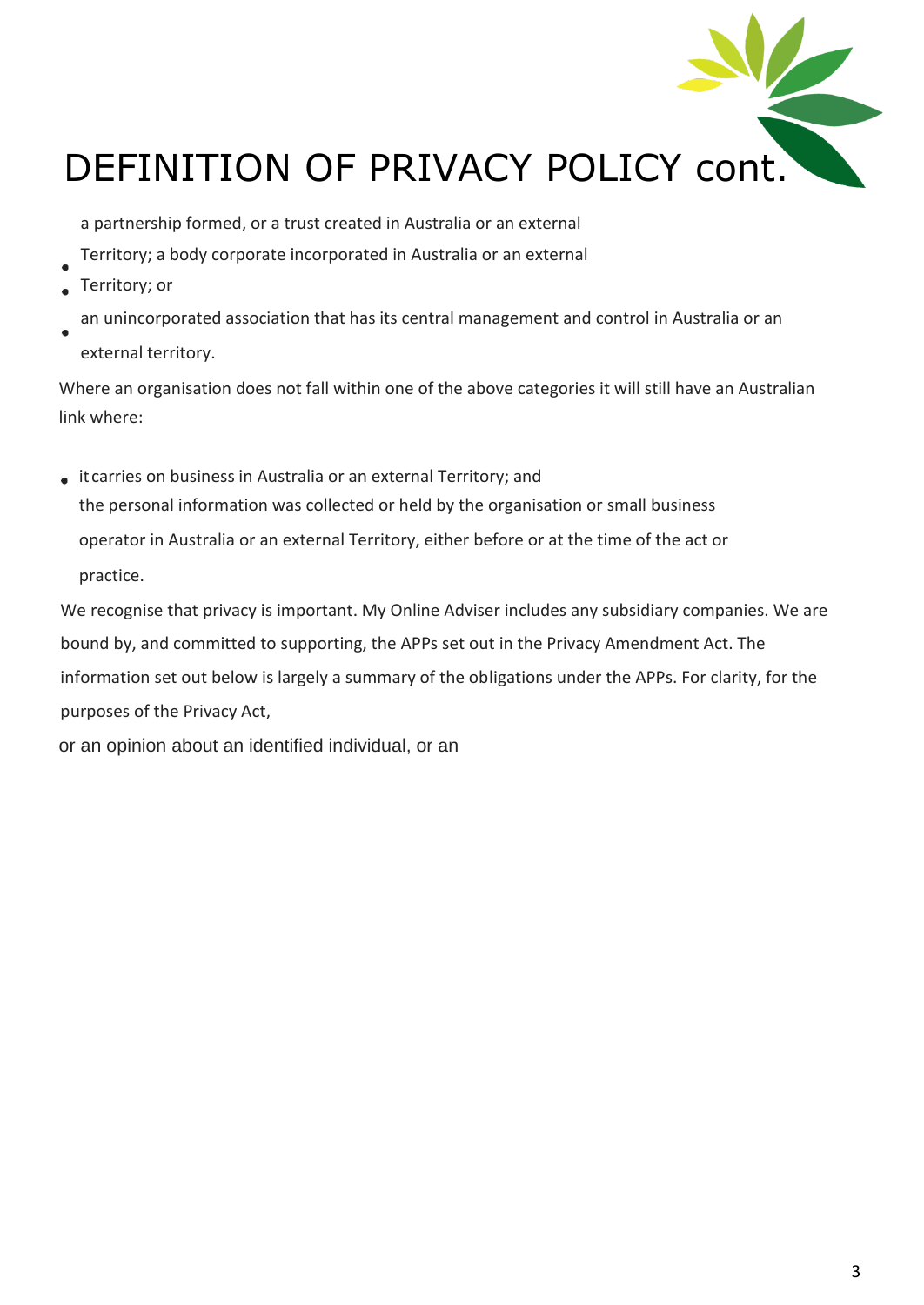# DEFINITION OF PRIVACY POLICY cont.

- a partnership formed, or a trust created in Australia or an external Territory; a body corporate incorporated in Australia or an external Territory; or
- an unincorporated association that has its central management and control in Australia or an external territory.

Where an organisation does not fall within one of the above categories it will still have an Australian link where:

- it carries on business in Australia or an external Territory; and the personal information was collected or held by the organisation or small business operator in Australia or an external Territory, either before or at the time of the act or practice.

We recognise that privacy is important. My Online Adviser includes any subsidiary companies. We are bound by, and committed to supporting, the APPs set out in the Privacy Amendment Act. The information set out below is largely a summary of the obligations under the APPs. For clarity, for the purposes of the Privacy Act,

or an opinion about an identified individual, or an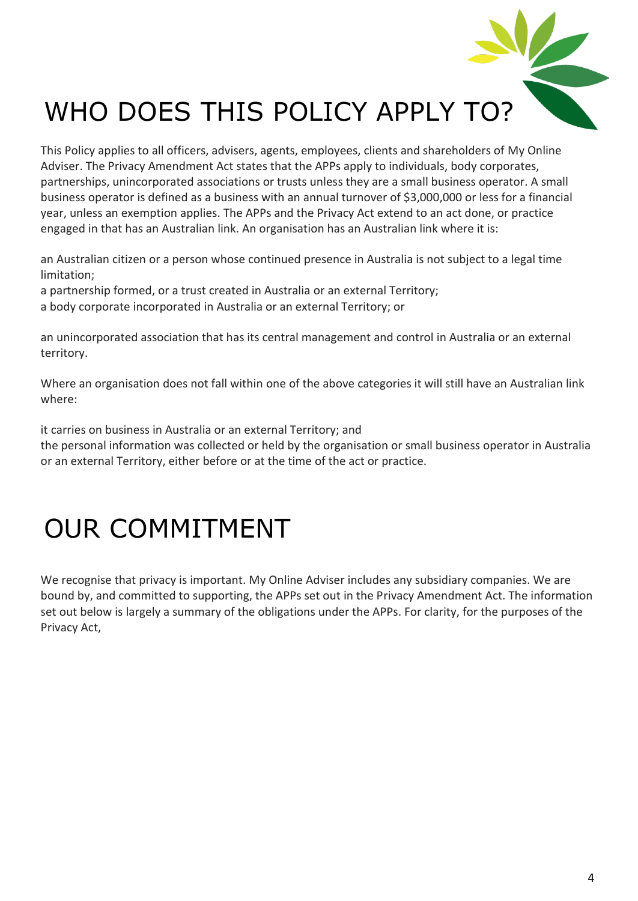# WHO DOES THIS POLICY APPLY TO?

This Policy applies to all officers, advisers, agents, employees, clients and shareholders of My Online Adviser. The Privacy Amendment Act states that the APPs apply to individuals, body corporates, partnerships, unincorporated associations or trusts unless they are a small business operator. A small business operator is defined as a business with an annual turnover of $3,000,000 or less for a financial year, unless an exemption applies. The APPs and the Privacy Act extend to an act done, or practice engaged in that has an Australian link. An organisation has an Australian link where it is:

an Australian citizen or a person whose continued presence in Australia is not subject to a legal time limitation;
a partnership formed, or a trust created in Australia or an external Territory;
a body corporate incorporated in Australia or an external Territory; or

an unincorporated association that has its central management and control in Australia or an external territory.

Where an organisation does not fall within one of the above categories it will still have an Australian link where:

it carries on business in Australia or an external Territory; and
the personal information was collected or held by the organisation or small business operator in Australia or an external Territory, either before or at the time of the act or practice.

# OUR COMMITMENT

We recognise that privacy is important. My Online Adviser includes any subsidiary companies. We are bound by, and committed to supporting, the APPs set out in the Privacy Amendment Act. The information set out below is largely a summary of the obligations under the APPs. For clarity, for the purposes of the Privacy Act,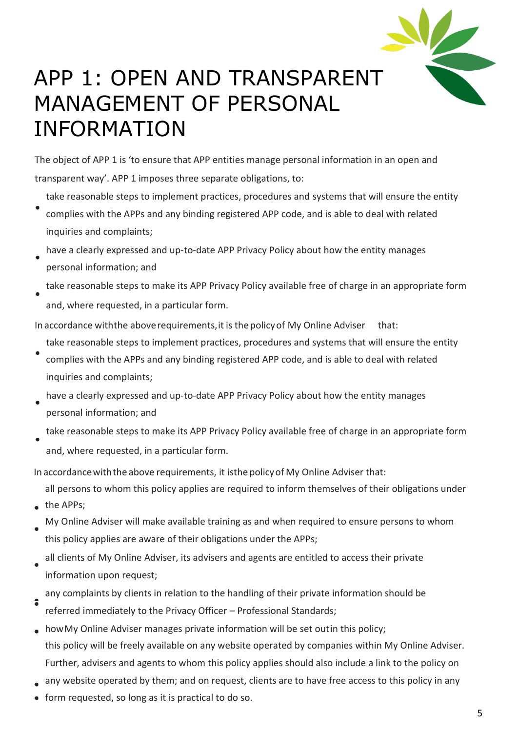# APP 1: OPEN AND TRANSPARENT MANAGEMENT OF PERSONAL INFORMATION

The object of APP 1 is 'to ensure that APP entities manage personal information in an open and transparent way'. APP 1 imposes three separate obligations, to:

- take reasonable steps to implement practices, procedures and systems that will ensure the entity complies with the APPs and any binding registered APP code, and is able to deal with related inquiries and complaints;
- have a clearly expressed and up-to-date APP Privacy Policy about how the entity manages personal information; and
- take reasonable steps to make its APP Privacy Policy available free of charge in an appropriate form and, where requested, in a particular form.

In accordance with the above requirements, it is the policy of My Online Adviser that:

- take reasonable steps to implement practices, procedures and systems that will ensure the entity complies with the APPs and any binding registered APP code, and is able to deal with related inquiries and complaints;
- have a clearly expressed and up-to-date APP Privacy Policy about how the entity manages personal information; and
- take reasonable steps to make its APP Privacy Policy available free of charge in an appropriate form and, where requested, in a particular form.

In accordance with the above requirements, it is the policy of My Online Adviser that:

- all persons to whom this policy applies are required to inform themselves of their obligations under the APPs;
- My Online Adviser will make available training as and when required to ensure persons to whom this policy applies are aware of their obligations under the APPs;
- all clients of My Online Adviser, its advisers and agents are entitled to access their private information upon request;
- any complaints by clients in relation to the handling of their private information should be referred immediately to the Privacy Officer – Professional Standards;
- how My Online Adviser manages private information will be set out in this policy;
- this policy will be freely available on any website operated by companies within My Online Adviser. Further, advisers and agents to whom this policy applies should also include a link to the policy on any website operated by them; and on request, clients are to have free access to this policy in any form requested, so long as it is practical to do so.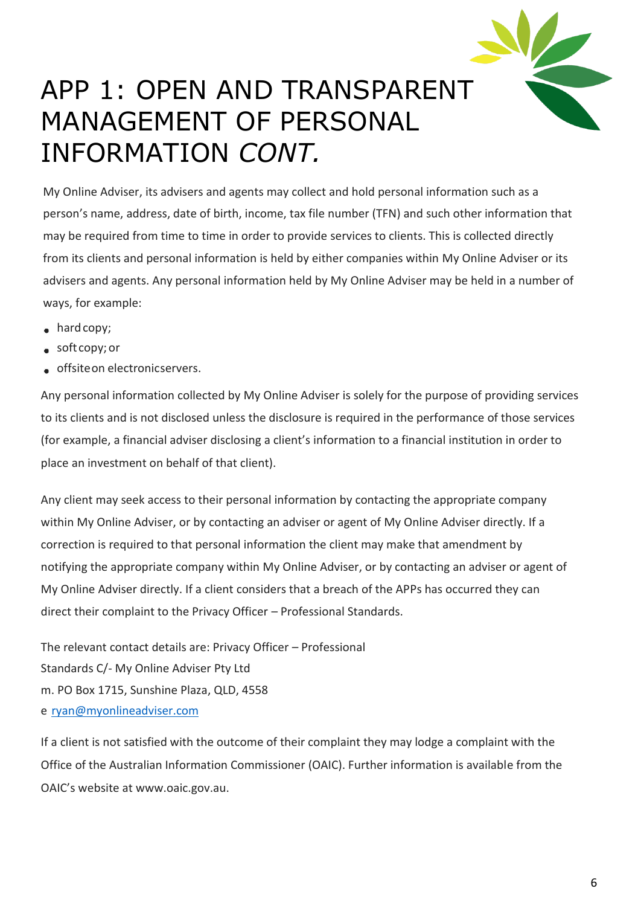# APP 1: OPEN AND TRANSPARENT MANAGEMENT OF PERSONAL INFORMATION *CONT.*

My Online Adviser, its advisers and agents may collect and hold personal information such as a person's name, address, date of birth, income, tax file number (TFN) and such other information that may be required from time to time in order to provide services to clients. This is collected directly from its clients and personal information is held by either companies within My Online Adviser or its advisers and agents. Any personal information held by My Online Adviser may be held in a number of ways, for example:

- hard copy;
- soft copy; or
- offsite on electronic servers.

Any personal information collected by My Online Adviser is solely for the purpose of providing services to its clients and is not disclosed unless the disclosure is required in the performance of those services (for example, a financial adviser disclosing a client's information to a financial institution in order to place an investment on behalf of that client).

Any client may seek access to their personal information by contacting the appropriate company within My Online Adviser, or by contacting an adviser or agent of My Online Adviser directly. If a correction is required to that personal information the client may make that amendment by notifying the appropriate company within My Online Adviser, or by contacting an adviser or agent of My Online Adviser directly. If a client considers that a breach of the APPs has occurred they can direct their complaint to the Privacy Officer – Professional Standards.

The relevant contact details are: Privacy Officer – Professional Standards C/- My Online Adviser Pty Ltd
m. PO Box 1715, Sunshine Plaza, QLD, 4558
e [ryan@myonlineadviser.com](mailto:ryan@myonlineadviser.com)

If a client is not satisfied with the outcome of their complaint they may lodge a complaint with the Office of the Australian Information Commissioner (OAIC). Further information is available from the OAIC's website at www.oaic.gov.au.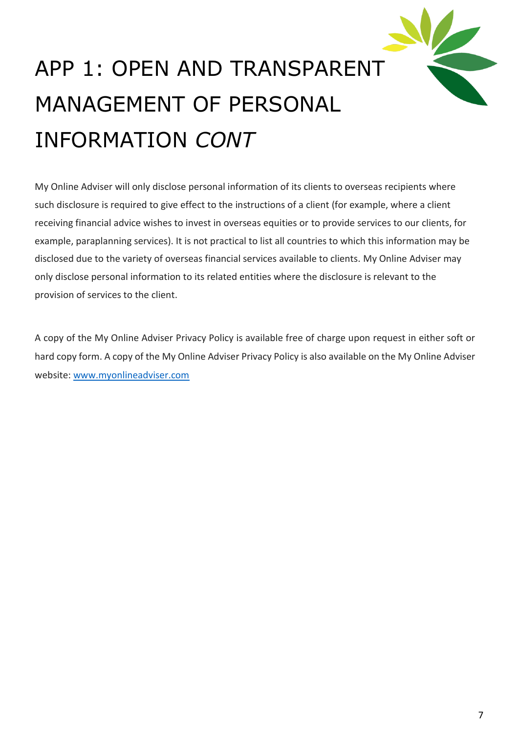# APP 1: OPEN AND TRANSPARENT MANAGEMENT OF PERSONAL INFORMATION *CONT*

My Online Adviser will only disclose personal information of its clients to overseas recipients where such disclosure is required to give effect to the instructions of a client (for example, where a client receiving financial advice wishes to invest in overseas equities or to provide services to our clients, for example, paraplanning services). It is not practical to list all countries to which this information may be disclosed due to the variety of overseas financial services available to clients. My Online Adviser may only disclose personal information to its related entities where the disclosure is relevant to the provision of services to the client.

A copy of the My Online Adviser Privacy Policy is available free of charge upon request in either soft or hard copy form. A copy of the My Online Adviser Privacy Policy is also available on the My Online Adviser website: [www.myonlineadviser.com](http://www.myonlineadviser.com)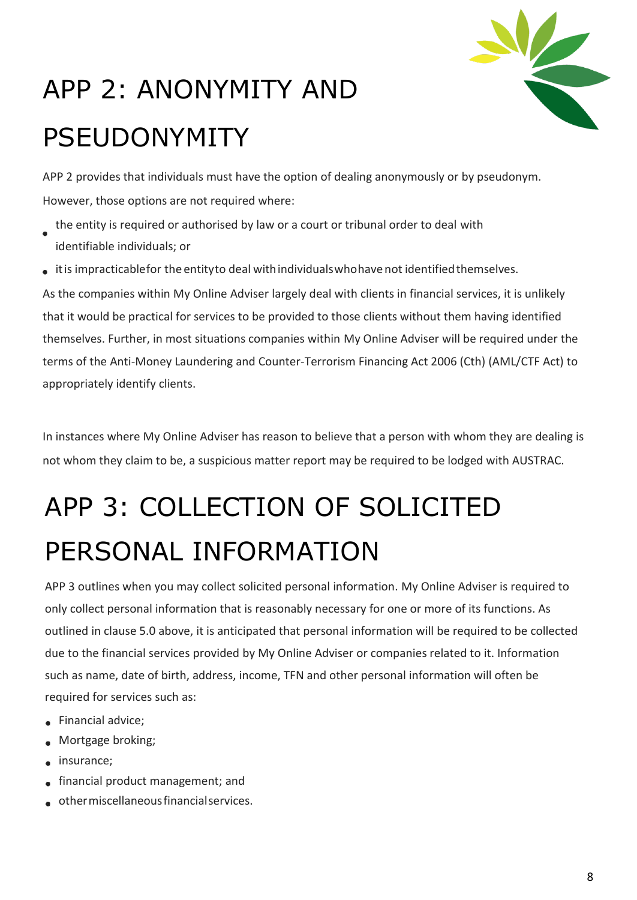# APP 2: ANONYMITY AND PSEUDONYMITY

APP 2 provides that individuals must have the option of dealing anonymously or by pseudonym. However, those options are not required where:

- the entity is required or authorised by law or a court or tribunal order to deal with identifiable individuals; or
- it is impracticable for the entity to deal with individuals who have not identified themselves.

As the companies within My Online Adviser largely deal with clients in financial services, it is unlikely that it would be practical for services to be provided to those clients without them having identified themselves. Further, in most situations companies within My Online Adviser will be required under the terms of the Anti-Money Laundering and Counter-Terrorism Financing Act 2006 (Cth) (AML/CTF Act) to appropriately identify clients.

In instances where My Online Adviser has reason to believe that a person with whom they are dealing is not whom they claim to be, a suspicious matter report may be required to be lodged with AUSTRAC.

# APP 3: COLLECTION OF SOLICITED PERSONAL INFORMATION

APP 3 outlines when you may collect solicited personal information. My Online Adviser is required to only collect personal information that is reasonably necessary for one or more of its functions. As outlined in clause 5.0 above, it is anticipated that personal information will be required to be collected due to the financial services provided by My Online Adviser or companies related to it. Information such as name, date of birth, address, income, TFN and other personal information will often be required for services such as:

- Financial advice;
- Mortgage broking;
- insurance;
- financial product management; and
- other miscellaneous financial services.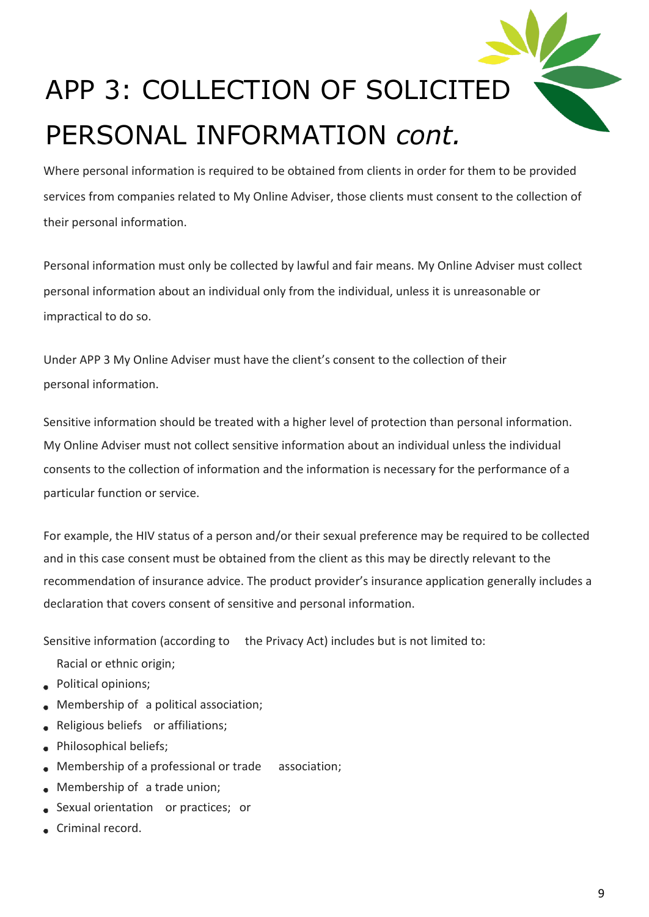# APP 3: COLLECTION OF SOLICITED PERSONAL INFORMATION *cont.*

Where personal information is required to be obtained from clients in order for them to be provided services from companies related to My Online Adviser, those clients must consent to the collection of their personal information.

Personal information must only be collected by lawful and fair means. My Online Adviser must collect personal information about an individual only from the individual, unless it is unreasonable or impractical to do so.

Under APP 3 My Online Adviser must have the client's consent to the collection of their personal information.

Sensitive information should be treated with a higher level of protection than personal information. My Online Adviser must not collect sensitive information about an individual unless the individual consents to the collection of information and the information is necessary for the performance of a particular function or service.

For example, the HIV status of a person and/or their sexual preference may be required to be collected and in this case consent must be obtained from the client as this may be directly relevant to the recommendation of insurance advice. The product provider's insurance application generally includes a declaration that covers consent of sensitive and personal information.

Sensitive information (according to the Privacy Act) includes but is not limited to:

- Racial or ethnic origin;
- Political opinions;
- Membership of a political association;
- Religious beliefs or affiliations;
- Philosophical beliefs;
- Membership of a professional or trade association;
- Membership of a trade union;
- Sexual orientation or practices; or
- Criminal record.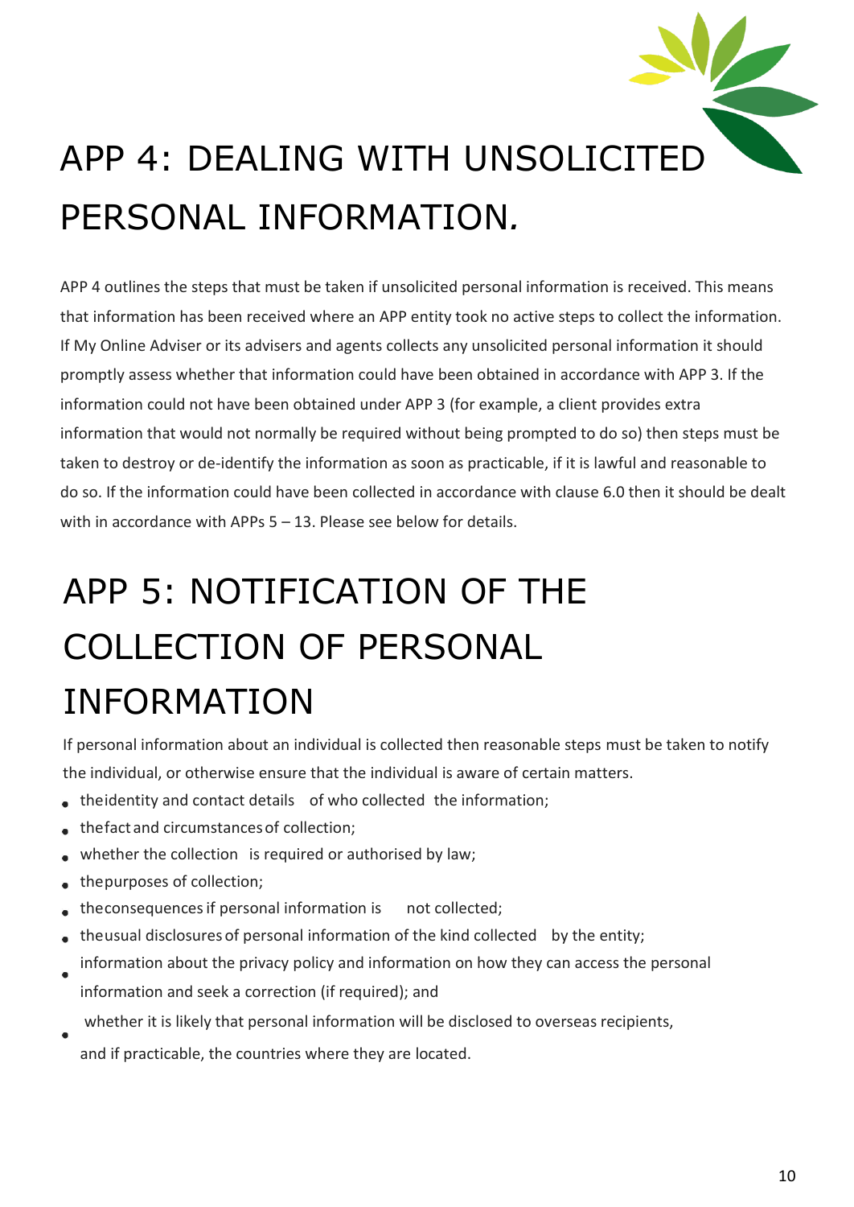# APP 4: DEALING WITH UNSOLICITED PERSONAL INFORMATION.

APP 4 outlines the steps that must be taken if unsolicited personal information is received. This means that information has been received where an APP entity took no active steps to collect the information. If My Online Adviser or its advisers and agents collects any unsolicited personal information it should promptly assess whether that information could have been obtained in accordance with APP 3. If the information could not have been obtained under APP 3 (for example, a client provides extra information that would not normally be required without being prompted to do so) then steps must be taken to destroy or de-identify the information as soon as practicable, if it is lawful and reasonable to do so. If the information could have been collected in accordance with clause 6.0 then it should be dealt with in accordance with APPs 5 – 13. Please see below for details.

# APP 5: NOTIFICATION OF THE COLLECTION OF PERSONAL INFORMATION

If personal information about an individual is collected then reasonable steps must be taken to notify the individual, or otherwise ensure that the individual is aware of certain matters.

- the identity and contact details of who collected the information;
- the fact and circumstances of collection;
- whether the collection is required or authorised by law;
- the purposes of collection;
- the consequences if personal information is not collected;
- the usual disclosures of personal information of the kind collected by the entity;
- information about the privacy policy and information on how they can access the personal information and seek a correction (if required); and
- whether it is likely that personal information will be disclosed to overseas recipients, and if practicable, the countries where they are located.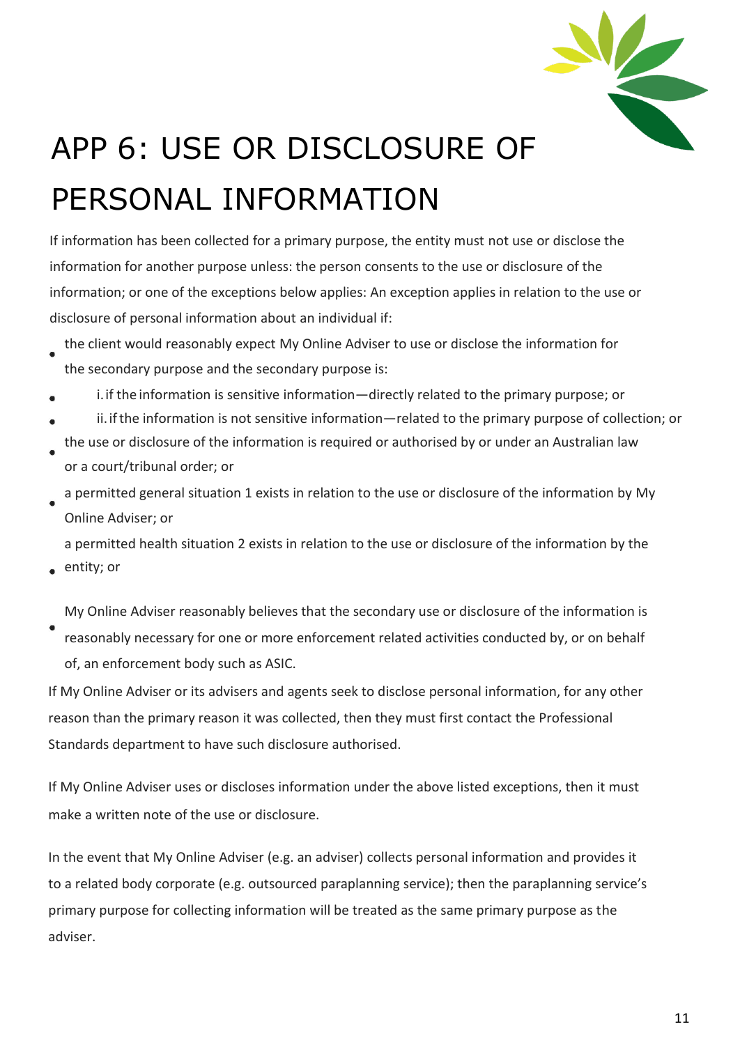# APP 6: USE OR DISCLOSURE OF PERSONAL INFORMATION

If information has been collected for a primary purpose, the entity must not use or disclose the information for another purpose unless: the person consents to the use or disclosure of the information; or one of the exceptions below applies: An exception applies in relation to the use or disclosure of personal information about an individual if:

- the client would reasonably expect My Online Adviser to use or disclose the information for the secondary purpose and the secondary purpose is:
  - i. if the information is sensitive information—directly related to the primary purpose; or
  - ii. if the information is not sensitive information—related to the primary purpose of collection; or
- the use or disclosure of the information is required or authorised by or under an Australian law or a court/tribunal order; or
- a permitted general situation 1 exists in relation to the use or disclosure of the information by My Online Adviser; or
- a permitted health situation 2 exists in relation to the use or disclosure of the information by the entity; or
- My Online Adviser reasonably believes that the secondary use or disclosure of the information is reasonably necessary for one or more enforcement related activities conducted by, or on behalf of, an enforcement body such as ASIC.

If My Online Adviser or its advisers and agents seek to disclose personal information, for any other reason than the primary reason it was collected, then they must first contact the Professional Standards department to have such disclosure authorised.

If My Online Adviser uses or discloses information under the above listed exceptions, then it must make a written note of the use or disclosure.

In the event that My Online Adviser (e.g. an adviser) collects personal information and provides it to a related body corporate (e.g. outsourced paraplanning service); then the paraplanning service's primary purpose for collecting information will be treated as the same primary purpose as the adviser.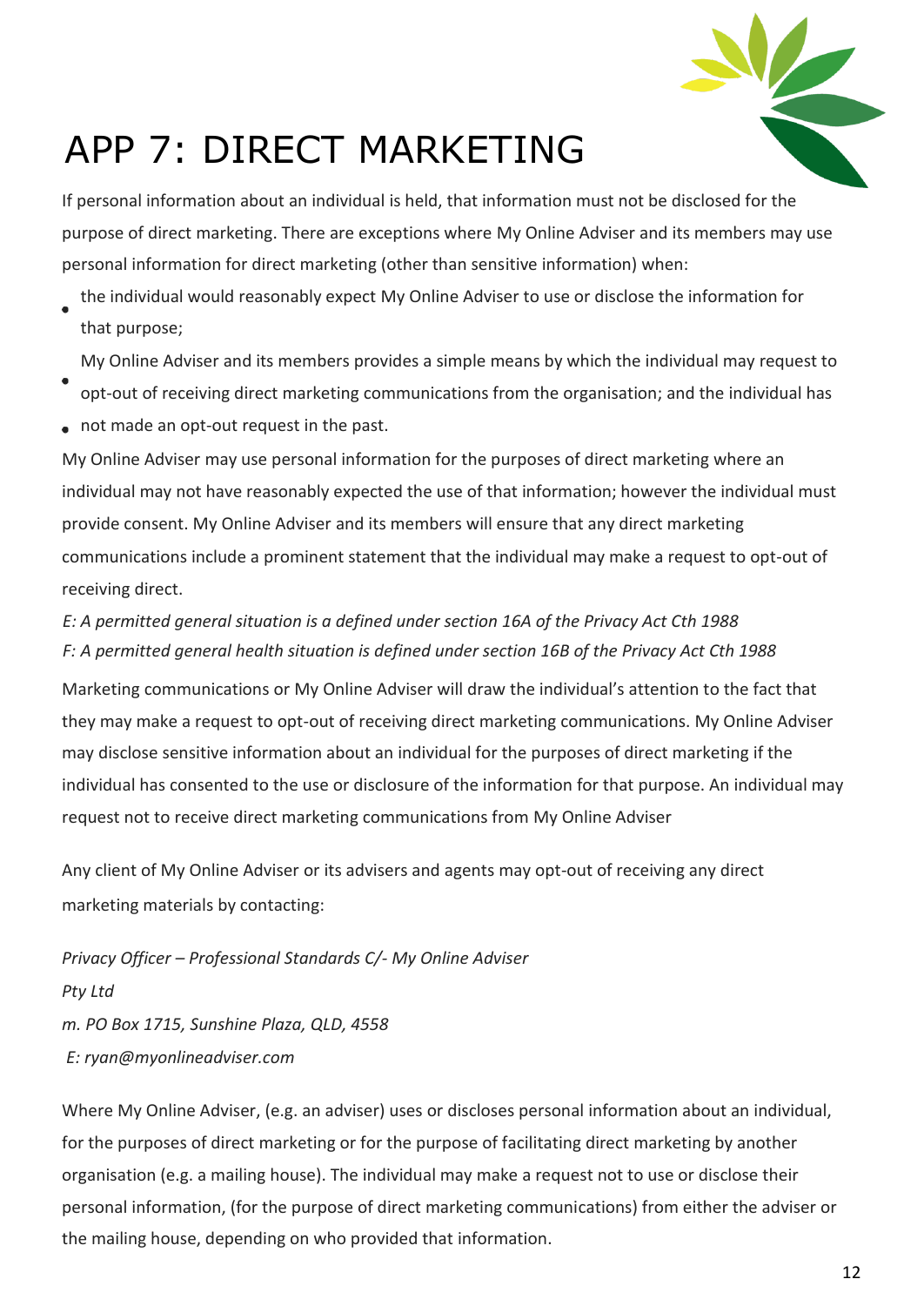# APP 7: DIRECT MARKETING

If personal information about an individual is held, that information must not be disclosed for the purpose of direct marketing. There are exceptions where My Online Adviser and its members may use personal information for direct marketing (other than sensitive information) when:

- the individual would reasonably expect My Online Adviser to use or disclose the information for that purpose;
- My Online Adviser and its members provides a simple means by which the individual may request to opt-out of receiving direct marketing communications from the organisation; and the individual has
- not made an opt-out request in the past.

My Online Adviser may use personal information for the purposes of direct marketing where an individual may not have reasonably expected the use of that information; however the individual must provide consent. My Online Adviser and its members will ensure that any direct marketing communications include a prominent statement that the individual may make a request to opt-out of receiving direct.

*E: A permitted general situation is a defined under section 16A of the Privacy Act Cth 1988*
*F: A permitted general health situation is defined under section 16B of the Privacy Act Cth 1988*

Marketing communications or My Online Adviser will draw the individual's attention to the fact that they may make a request to opt-out of receiving direct marketing communications. My Online Adviser may disclose sensitive information about an individual for the purposes of direct marketing if the individual has consented to the use or disclosure of the information for that purpose. An individual may request not to receive direct marketing communications from My Online Adviser

Any client of My Online Adviser or its advisers and agents may opt-out of receiving any direct marketing materials by contacting:

*Privacy Officer – Professional Standards C/- My Online Adviser*
*Pty Ltd*
*m. PO Box 1715, Sunshine Plaza, QLD, 4558*
*E: ryan@myonlineadviser.com*

Where My Online Adviser, (e.g. an adviser) uses or discloses personal information about an individual, for the purposes of direct marketing or for the purpose of facilitating direct marketing by another organisation (e.g. a mailing house). The individual may make a request not to use or disclose their personal information, (for the purpose of direct marketing communications) from either the adviser or the mailing house, depending on who provided that information.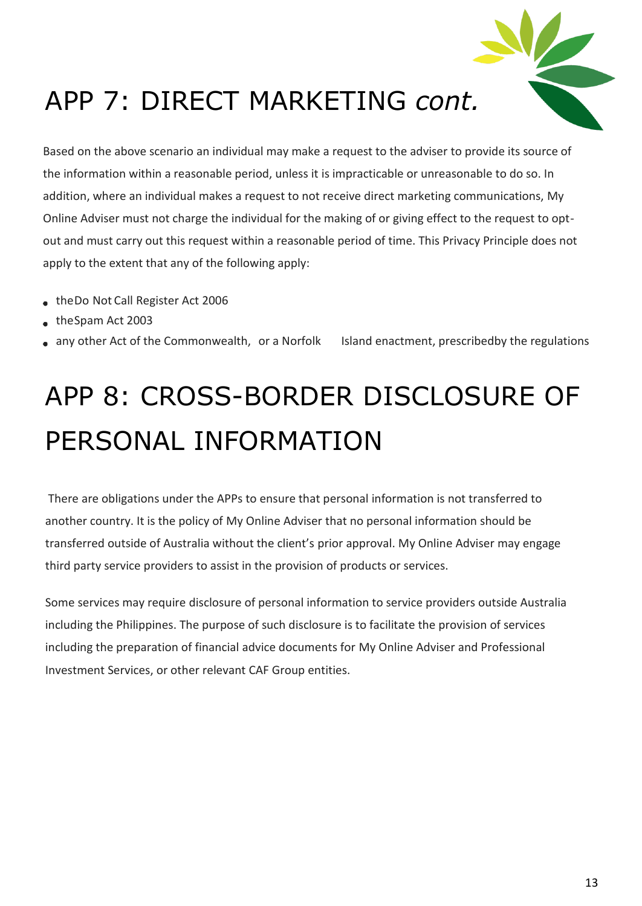# APP 7: DIRECT MARKETING *cont.*

Based on the above scenario an individual may make a request to the adviser to provide its source of the information within a reasonable period, unless it is impracticable or unreasonable to do so. In addition, where an individual makes a request to not receive direct marketing communications, My Online Adviser must not charge the individual for the making of or giving effect to the request to opt-out and must carry out this request within a reasonable period of time. This Privacy Principle does not apply to the extent that any of the following apply:

- the Do Not Call Register Act 2006
- the Spam Act 2003
- any other Act of the Commonwealth, or a Norfolk Island enactment, prescribedby the regulations

# APP 8: CROSS-BORDER DISCLOSURE OF PERSONAL INFORMATION

There are obligations under the APPs to ensure that personal information is not transferred to another country. It is the policy of My Online Adviser that no personal information should be transferred outside of Australia without the client's prior approval. My Online Adviser may engage third party service providers to assist in the provision of products or services.

Some services may require disclosure of personal information to service providers outside Australia including the Philippines. The purpose of such disclosure is to facilitate the provision of services including the preparation of financial advice documents for My Online Adviser and Professional Investment Services, or other relevant CAF Group entities.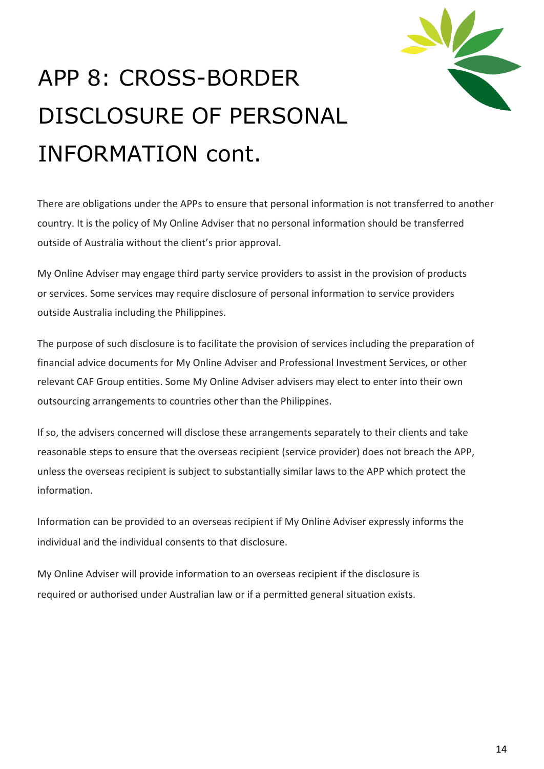# APP 8: CROSS-BORDER DISCLOSURE OF PERSONAL INFORMATION cont.

There are obligations under the APPs to ensure that personal information is not transferred to another country. It is the policy of My Online Adviser that no personal information should be transferred outside of Australia without the client's prior approval.

My Online Adviser may engage third party service providers to assist in the provision of products or services. Some services may require disclosure of personal information to service providers outside Australia including the Philippines.

The purpose of such disclosure is to facilitate the provision of services including the preparation of financial advice documents for My Online Adviser and Professional Investment Services, or other relevant CAF Group entities. Some My Online Adviser advisers may elect to enter into their own outsourcing arrangements to countries other than the Philippines.

If so, the advisers concerned will disclose these arrangements separately to their clients and take reasonable steps to ensure that the overseas recipient (service provider) does not breach the APP, unless the overseas recipient is subject to substantially similar laws to the APP which protect the information.

Information can be provided to an overseas recipient if My Online Adviser expressly informs the individual and the individual consents to that disclosure.

My Online Adviser will provide information to an overseas recipient if the disclosure is required or authorised under Australian law or if a permitted general situation exists.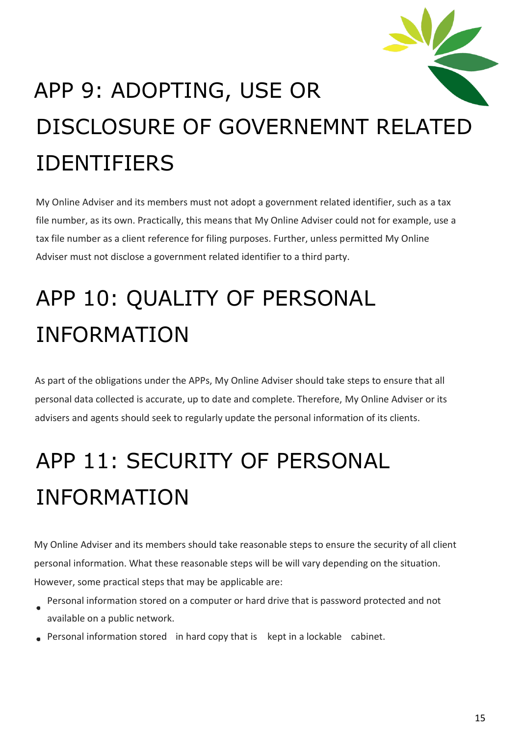# APP 9: ADOPTING, USE OR DISCLOSURE OF GOVERNEMNT RELATED IDENTIFIERS

My Online Adviser and its members must not adopt a government related identifier, such as a tax file number, as its own. Practically, this means that My Online Adviser could not for example, use a tax file number as a client reference for filing purposes. Further, unless permitted My Online Adviser must not disclose a government related identifier to a third party.

# APP 10: QUALITY OF PERSONAL INFORMATION

As part of the obligations under the APPs, My Online Adviser should take steps to ensure that all personal data collected is accurate, up to date and complete. Therefore, My Online Adviser or its advisers and agents should seek to regularly update the personal information of its clients.

# APP 11: SECURITY OF PERSONAL INFORMATION

My Online Adviser and its members should take reasonable steps to ensure the security of all client personal information. What these reasonable steps will be will vary depending on the situation. However, some practical steps that may be applicable are:

- Personal information stored on a computer or hard drive that is password protected and not available on a public network.
- Personal information stored in hard copy that is kept in a lockable cabinet.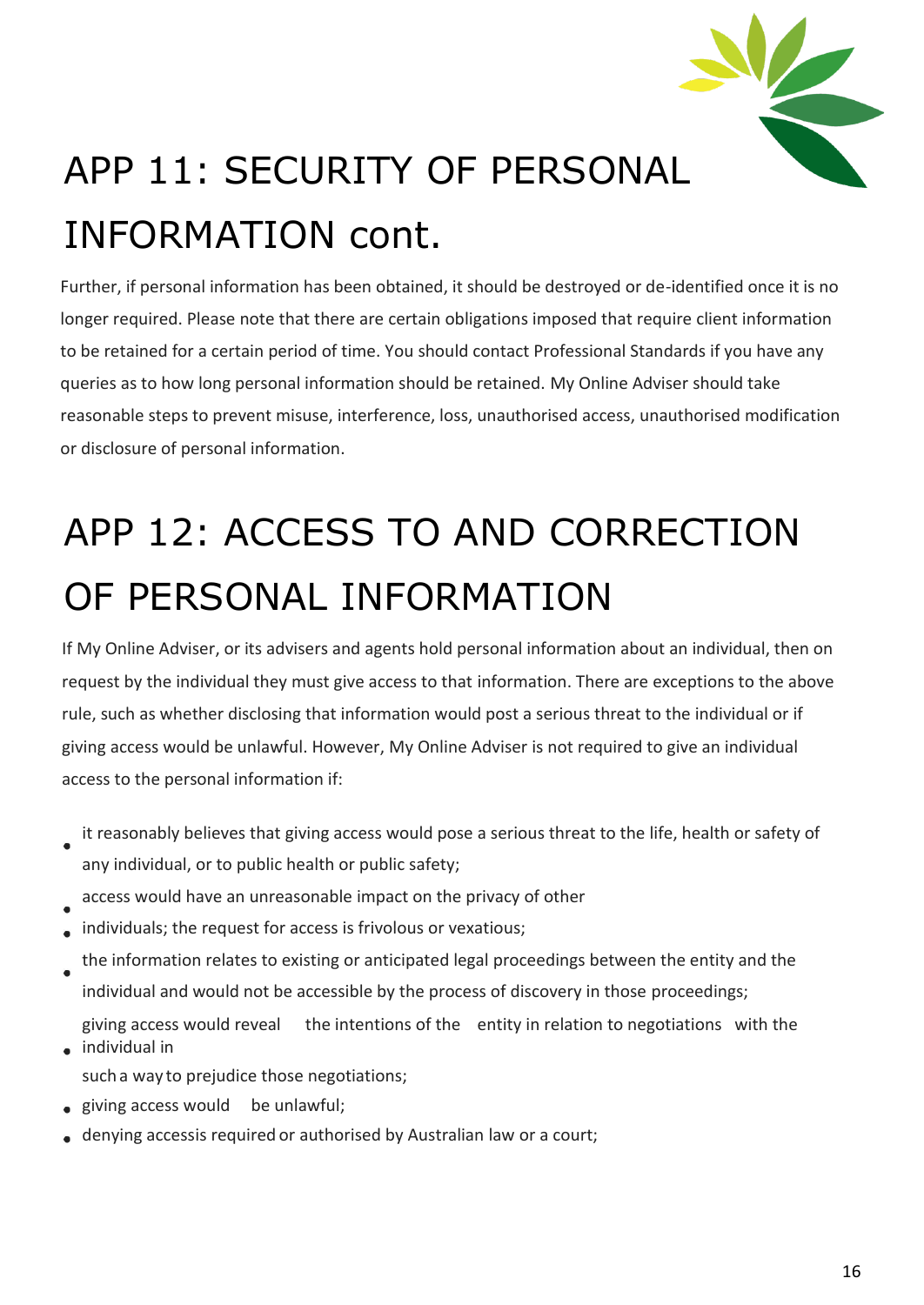# APP 11: SECURITY OF PERSONAL INFORMATION cont.

Further, if personal information has been obtained, it should be destroyed or de-identified once it is no longer required. Please note that there are certain obligations imposed that require client information to be retained for a certain period of time. You should contact Professional Standards if you have any queries as to how long personal information should be retained. My Online Adviser should take reasonable steps to prevent misuse, interference, loss, unauthorised access, unauthorised modification or disclosure of personal information.

# APP 12: ACCESS TO AND CORRECTION OF PERSONAL INFORMATION

If My Online Adviser, or its advisers and agents hold personal information about an individual, then on request by the individual they must give access to that information. There are exceptions to the above rule, such as whether disclosing that information would post a serious threat to the individual or if giving access would be unlawful. However, My Online Adviser is not required to give an individual access to the personal information if:

- it reasonably believes that giving access would pose a serious threat to the life, health or safety of any individual, or to public health or public safety;
- access would have an unreasonable impact on the privacy of other
- individuals; the request for access is frivolous or vexatious;
- the information relates to existing or anticipated legal proceedings between the entity and the individual and would not be accessible by the process of discovery in those proceedings;
- giving access would reveal the intentions of the entity in relation to negotiations with the individual in such a way to prejudice those negotiations;
- giving access would be unlawful;
- denying accessis required or authorised by Australian law or a court;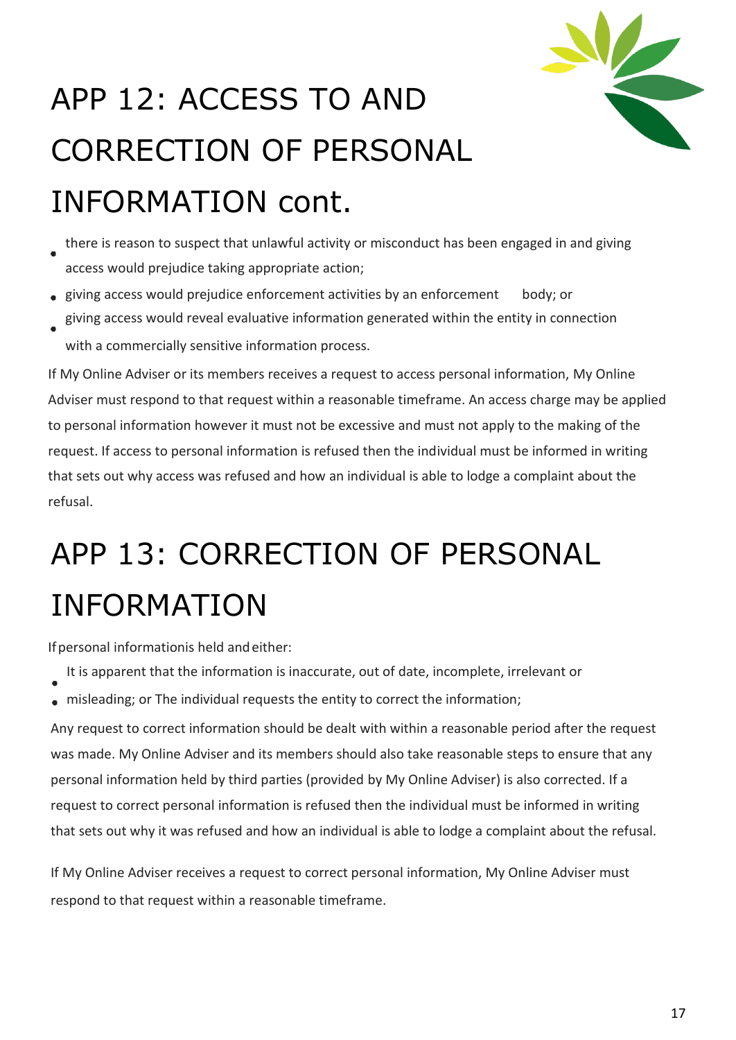# APP 12: ACCESS TO AND CORRECTION OF PERSONAL INFORMATION cont.

- there is reason to suspect that unlawful activity or misconduct has been engaged in and giving access would prejudice taking appropriate action;
- giving access would prejudice enforcement activities by an enforcement body; or
- giving access would reveal evaluative information generated within the entity in connection with a commercially sensitive information process.

If My Online Adviser or its members receives a request to access personal information, My Online Adviser must respond to that request within a reasonable timeframe. An access charge may be applied to personal information however it must not be excessive and must not apply to the making of the request. If access to personal information is refused then the individual must be informed in writing that sets out why access was refused and how an individual is able to lodge a complaint about the refusal.

# APP 13: CORRECTION OF PERSONAL INFORMATION

If personal information is held and either:

- It is apparent that the information is inaccurate, out of date, incomplete, irrelevant or misleading; or The individual requests the entity to correct the information;

Any request to correct information should be dealt with within a reasonable period after the request was made. My Online Adviser and its members should also take reasonable steps to ensure that any personal information held by third parties (provided by My Online Adviser) is also corrected. If a request to correct personal information is refused then the individual must be informed in writing that sets out why it was refused and how an individual is able to lodge a complaint about the refusal.

If My Online Adviser receives a request to correct personal information, My Online Adviser must respond to that request within a reasonable timeframe.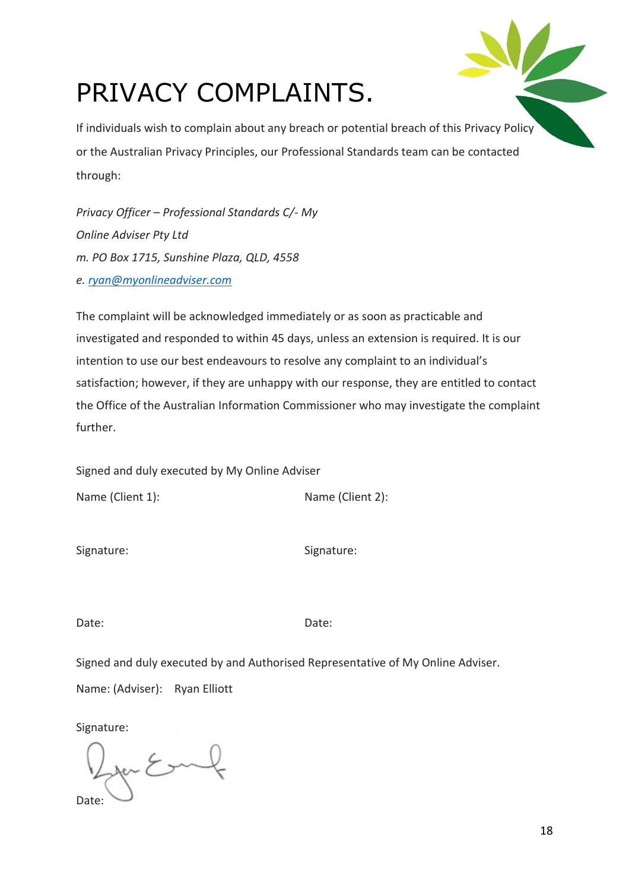# PRIVACY COMPLAINTS.

If individuals wish to complain about any breach or potential breach of this Privacy Policy or the Australian Privacy Principles, our Professional Standards team can be contacted through:

*Privacy Officer – Professional Standards C/- My Online Adviser Pty Ltd*
*m. PO Box 1715, Sunshine Plaza, QLD, 4558*
*e. ryan@myonlineadviser.com*

The complaint will be acknowledged immediately or as soon as practicable and investigated and responded to within 45 days, unless an extension is required. It is our intention to use our best endeavours to resolve any complaint to an individual's satisfaction; however, if they are unhappy with our response, they are entitled to contact the Office of the Australian Information Commissioner who may investigate the complaint further.

Signed and duly executed by My Online Adviser

| | |
|---|---|
| Name (Client 1): | Name (Client 2): |
| Signature: | Signature: |
| Date: | Date: |

Signed and duly executed by and Authorised Representative of My Online Adviser.

Name: (Adviser): Ryan Elliott

Signature:

Date: